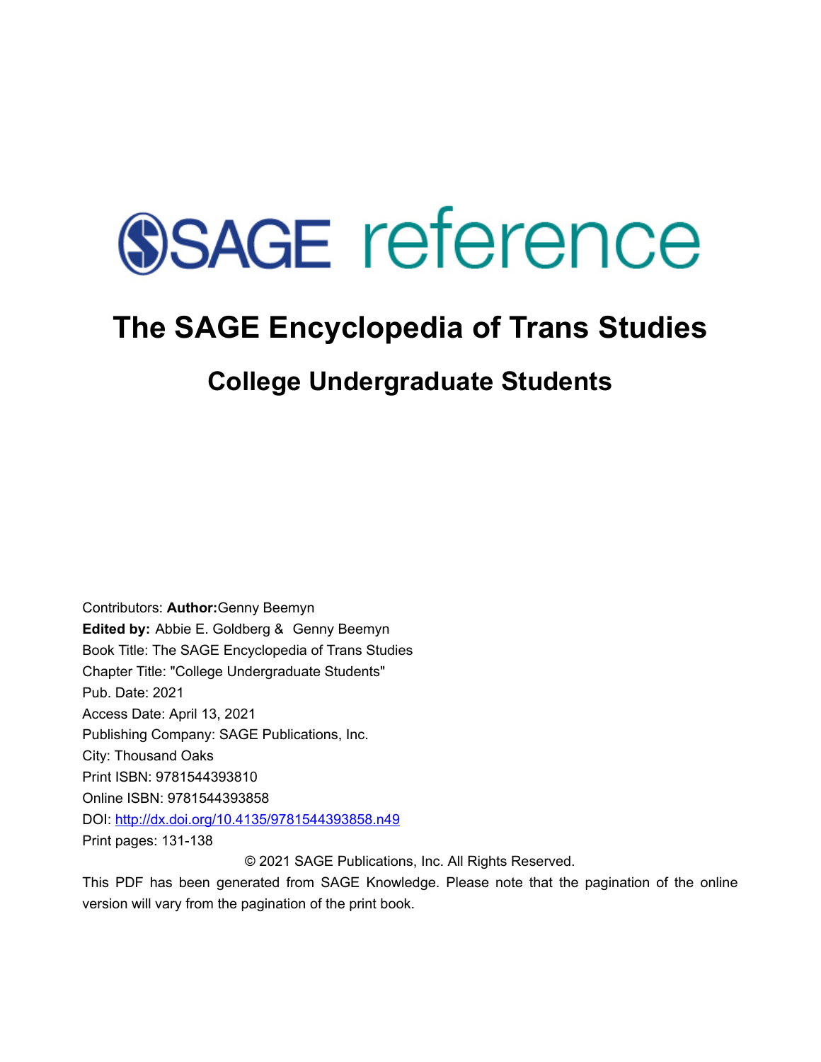SAGE reference

# The SAGE Encyclopedia of Trans Studies

## College Undergraduate Students

Contributors: **Author:** Genny Beemyn
**Edited by:** Abbie E. Goldberg & Genny Beemyn
Book Title: The SAGE Encyclopedia of Trans Studies
Chapter Title: "College Undergraduate Students"
Pub. Date: 2021
Access Date: April 13, 2021
Publishing Company: SAGE Publications, Inc.
City: Thousand Oaks
Print ISBN: 9781544393810
Online ISBN: 9781544393858
DOI: http://dx.doi.org/10.4135/9781544393858.n49
Print pages: 131-138

© 2021 SAGE Publications, Inc. All Rights Reserved.

This PDF has been generated from SAGE Knowledge. Please note that the pagination of the online version will vary from the pagination of the print book.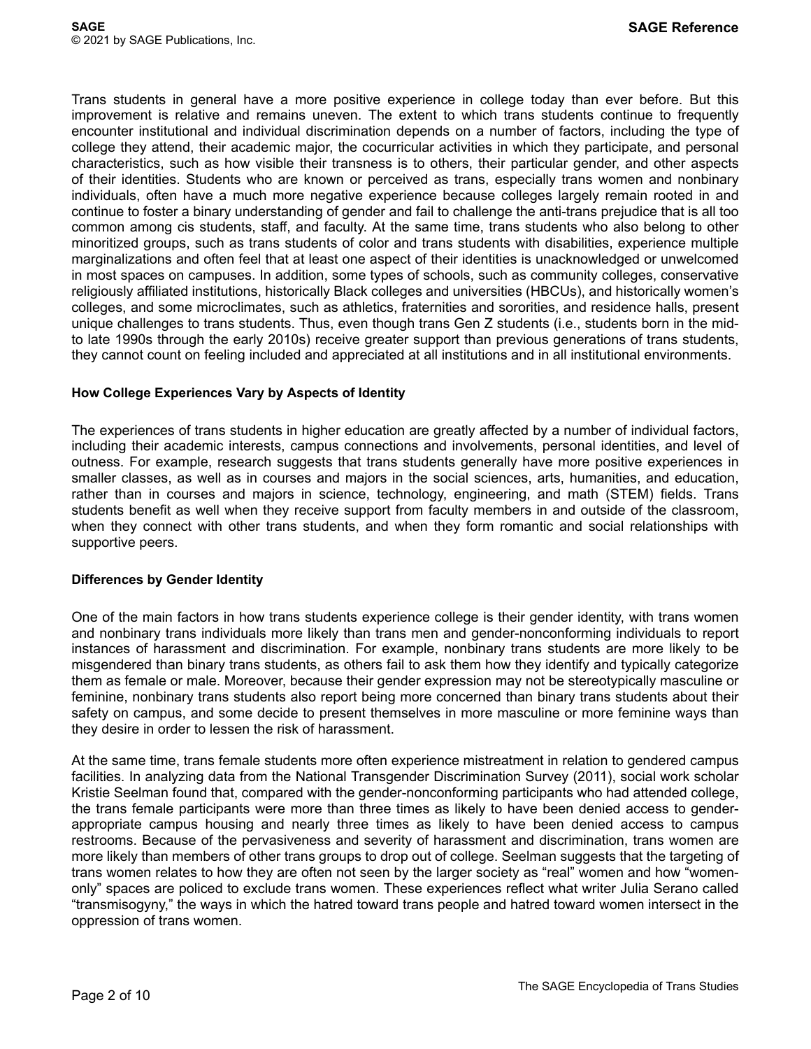Trans students in general have a more positive experience in college today than ever before. But this improvement is relative and remains uneven. The extent to which trans students continue to frequently encounter institutional and individual discrimination depends on a number of factors, including the type of college they attend, their academic major, the cocurricular activities in which they participate, and personal characteristics, such as how visible their transness is to others, their particular gender, and other aspects of their identities. Students who are known or perceived as trans, especially trans women and nonbinary individuals, often have a much more negative experience because colleges largely remain rooted in and continue to foster a binary understanding of gender and fail to challenge the anti-trans prejudice that is all too common among cis students, staff, and faculty. At the same time, trans students who also belong to other minoritized groups, such as trans students of color and trans students with disabilities, experience multiple marginalizations and often feel that at least one aspect of their identities is unacknowledged or unwelcomed in most spaces on campuses. In addition, some types of schools, such as community colleges, conservative religiously affiliated institutions, historically Black colleges and universities (HBCUs), and historically women's colleges, and some microclimates, such as athletics, fraternities and sororities, and residence halls, present unique challenges to trans students. Thus, even though trans Gen Z students (i.e., students born in the mid- to late 1990s through the early 2010s) receive greater support than previous generations of trans students, they cannot count on feeling included and appreciated at all institutions and in all institutional environments.

### How College Experiences Vary by Aspects of Identity

The experiences of trans students in higher education are greatly affected by a number of individual factors, including their academic interests, campus connections and involvements, personal identities, and level of outness. For example, research suggests that trans students generally have more positive experiences in smaller classes, as well as in courses and majors in the social sciences, arts, humanities, and education, rather than in courses and majors in science, technology, engineering, and math (STEM) fields. Trans students benefit as well when they receive support from faculty members in and outside of the classroom, when they connect with other trans students, and when they form romantic and social relationships with supportive peers.

### Differences by Gender Identity

One of the main factors in how trans students experience college is their gender identity, with trans women and nonbinary trans individuals more likely than trans men and gender-nonconforming individuals to report instances of harassment and discrimination. For example, nonbinary trans students are more likely to be misgendered than binary trans students, as others fail to ask them how they identify and typically categorize them as female or male. Moreover, because their gender expression may not be stereotypically masculine or feminine, nonbinary trans students also report being more concerned than binary trans students about their safety on campus, and some decide to present themselves in more masculine or more feminine ways than they desire in order to lessen the risk of harassment.

At the same time, trans female students more often experience mistreatment in relation to gendered campus facilities. In analyzing data from the National Transgender Discrimination Survey (2011), social work scholar Kristie Seelman found that, compared with the gender-nonconforming participants who had attended college, the trans female participants were more than three times as likely to have been denied access to gender-appropriate campus housing and nearly three times as likely to have been denied access to campus restrooms. Because of the pervasiveness and severity of harassment and discrimination, trans women are more likely than members of other trans groups to drop out of college. Seelman suggests that the targeting of trans women relates to how they are often not seen by the larger society as "real" women and how "women-only" spaces are policed to exclude trans women. These experiences reflect what writer Julia Serano called "transmisogyny," the ways in which the hatred toward trans people and hatred toward women intersect in the oppression of trans women.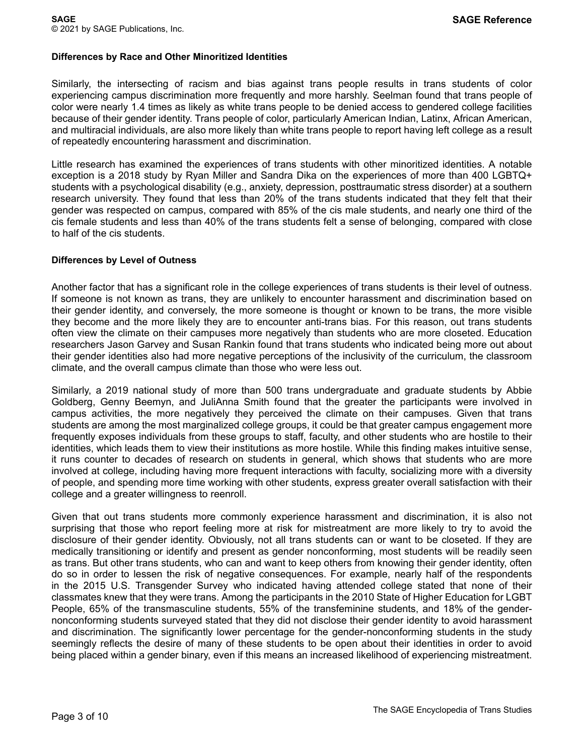### Differences by Race and Other Minoritized Identities

Similarly, the intersecting of racism and bias against trans people results in trans students of color experiencing campus discrimination more frequently and more harshly. Seelman found that trans people of color were nearly 1.4 times as likely as white trans people to be denied access to gendered college facilities because of their gender identity. Trans people of color, particularly American Indian, Latinx, African American, and multiracial individuals, are also more likely than white trans people to report having left college as a result of repeatedly encountering harassment and discrimination.

Little research has examined the experiences of trans students with other minoritized identities. A notable exception is a 2018 study by Ryan Miller and Sandra Dika on the experiences of more than 400 LGBTQ+ students with a psychological disability (e.g., anxiety, depression, posttraumatic stress disorder) at a southern research university. They found that less than 20% of the trans students indicated that they felt that their gender was respected on campus, compared with 85% of the cis male students, and nearly one third of the cis female students and less than 40% of the trans students felt a sense of belonging, compared with close to half of the cis students.

### Differences by Level of Outness

Another factor that has a significant role in the college experiences of trans students is their level of outness. If someone is not known as trans, they are unlikely to encounter harassment and discrimination based on their gender identity, and conversely, the more someone is thought or known to be trans, the more visible they become and the more likely they are to encounter anti-trans bias. For this reason, out trans students often view the climate on their campuses more negatively than students who are more closeted. Education researchers Jason Garvey and Susan Rankin found that trans students who indicated being more out about their gender identities also had more negative perceptions of the inclusivity of the curriculum, the classroom climate, and the overall campus climate than those who were less out.

Similarly, a 2019 national study of more than 500 trans undergraduate and graduate students by Abbie Goldberg, Genny Beemyn, and JuliAnna Smith found that the greater the participants were involved in campus activities, the more negatively they perceived the climate on their campuses. Given that trans students are among the most marginalized college groups, it could be that greater campus engagement more frequently exposes individuals from these groups to staff, faculty, and other students who are hostile to their identities, which leads them to view their institutions as more hostile. While this finding makes intuitive sense, it runs counter to decades of research on students in general, which shows that students who are more involved at college, including having more frequent interactions with faculty, socializing more with a diversity of people, and spending more time working with other students, express greater overall satisfaction with their college and a greater willingness to reenroll.

Given that out trans students more commonly experience harassment and discrimination, it is also not surprising that those who report feeling more at risk for mistreatment are more likely to try to avoid the disclosure of their gender identity. Obviously, not all trans students can or want to be closeted. If they are medically transitioning or identify and present as gender nonconforming, most students will be readily seen as trans. But other trans students, who can and want to keep others from knowing their gender identity, often do so in order to lessen the risk of negative consequences. For example, nearly half of the respondents in the 2015 U.S. Transgender Survey who indicated having attended college stated that none of their classmates knew that they were trans. Among the participants in the 2010 State of Higher Education for LGBT People, 65% of the transmasculine students, 55% of the transfeminine students, and 18% of the gender-nonconforming students surveyed stated that they did not disclose their gender identity to avoid harassment and discrimination. The significantly lower percentage for the gender-nonconforming students in the study seemingly reflects the desire of many of these students to be open about their identities in order to avoid being placed within a gender binary, even if this means an increased likelihood of experiencing mistreatment.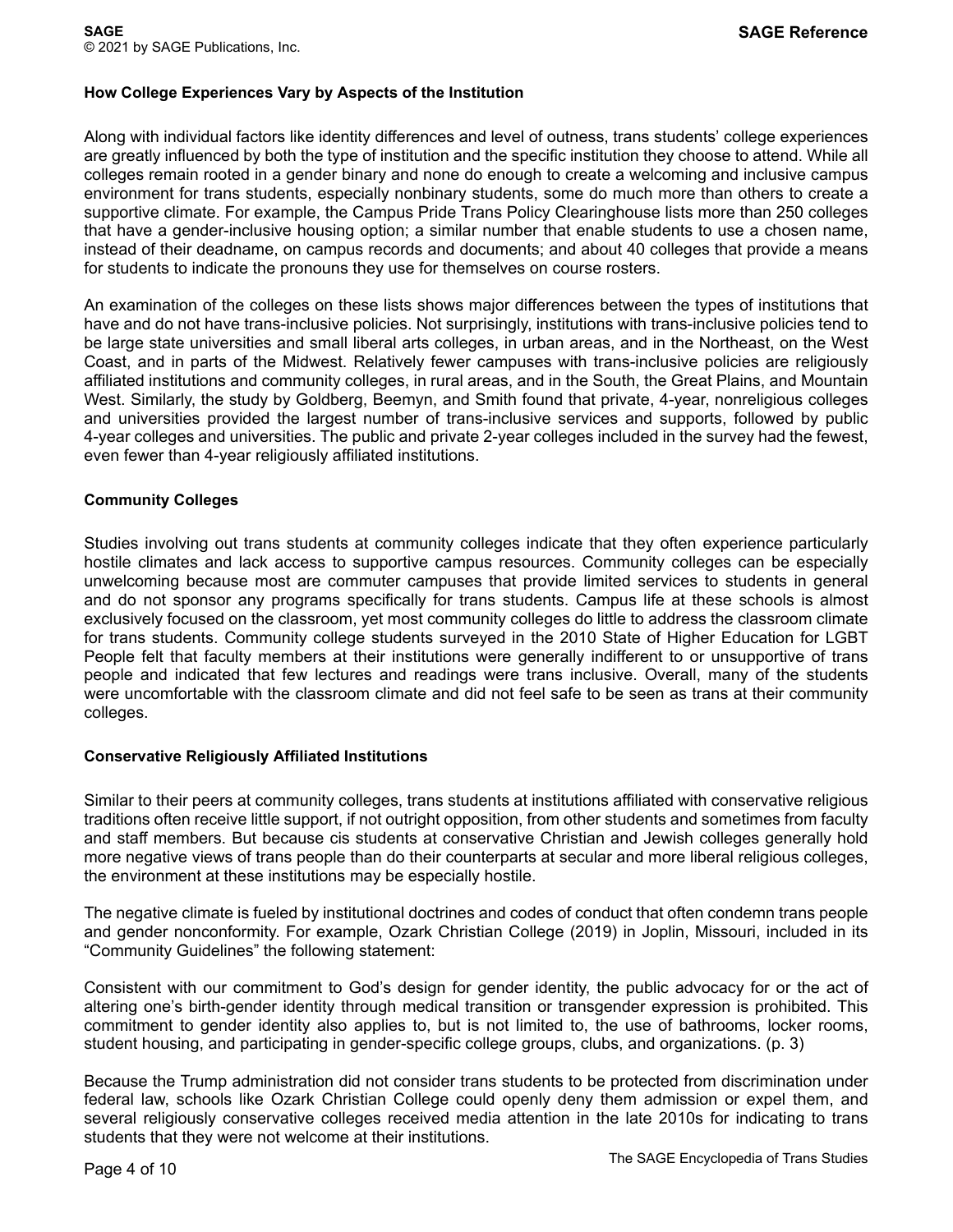**How College Experiences Vary by Aspects of the Institution**

Along with individual factors like identity differences and level of outness, trans students' college experiences are greatly influenced by both the type of institution and the specific institution they choose to attend. While all colleges remain rooted in a gender binary and none do enough to create a welcoming and inclusive campus environment for trans students, especially nonbinary students, some do much more than others to create a supportive climate. For example, the Campus Pride Trans Policy Clearinghouse lists more than 250 colleges that have a gender-inclusive housing option; a similar number that enable students to use a chosen name, instead of their deadname, on campus records and documents; and about 40 colleges that provide a means for students to indicate the pronouns they use for themselves on course rosters.

An examination of the colleges on these lists shows major differences between the types of institutions that have and do not have trans-inclusive policies. Not surprisingly, institutions with trans-inclusive policies tend to be large state universities and small liberal arts colleges, in urban areas, and in the Northeast, on the West Coast, and in parts of the Midwest. Relatively fewer campuses with trans-inclusive policies are religiously affiliated institutions and community colleges, in rural areas, and in the South, the Great Plains, and Mountain West. Similarly, the study by Goldberg, Beemyn, and Smith found that private, 4-year, nonreligious colleges and universities provided the largest number of trans-inclusive services and supports, followed by public 4-year colleges and universities. The public and private 2-year colleges included in the survey had the fewest, even fewer than 4-year religiously affiliated institutions.

**Community Colleges**

Studies involving out trans students at community colleges indicate that they often experience particularly hostile climates and lack access to supportive campus resources. Community colleges can be especially unwelcoming because most are commuter campuses that provide limited services to students in general and do not sponsor any programs specifically for trans students. Campus life at these schools is almost exclusively focused on the classroom, yet most community colleges do little to address the classroom climate for trans students. Community college students surveyed in the 2010 State of Higher Education for LGBT People felt that faculty members at their institutions were generally indifferent to or unsupportive of trans people and indicated that few lectures and readings were trans inclusive. Overall, many of the students were uncomfortable with the classroom climate and did not feel safe to be seen as trans at their community colleges.

**Conservative Religiously Affiliated Institutions**

Similar to their peers at community colleges, trans students at institutions affiliated with conservative religious traditions often receive little support, if not outright opposition, from other students and sometimes from faculty and staff members. But because cis students at conservative Christian and Jewish colleges generally hold more negative views of trans people than do their counterparts at secular and more liberal religious colleges, the environment at these institutions may be especially hostile.

The negative climate is fueled by institutional doctrines and codes of conduct that often condemn trans people and gender nonconformity. For example, Ozark Christian College (2019) in Joplin, Missouri, included in its "Community Guidelines" the following statement:

Consistent with our commitment to God's design for gender identity, the public advocacy for or the act of altering one's birth-gender identity through medical transition or transgender expression is prohibited. This commitment to gender identity also applies to, but is not limited to, the use of bathrooms, locker rooms, student housing, and participating in gender-specific college groups, clubs, and organizations. (p. 3)

Because the Trump administration did not consider trans students to be protected from discrimination under federal law, schools like Ozark Christian College could openly deny them admission or expel them, and several religiously conservative colleges received media attention in the late 2010s for indicating to trans students that they were not welcome at their institutions.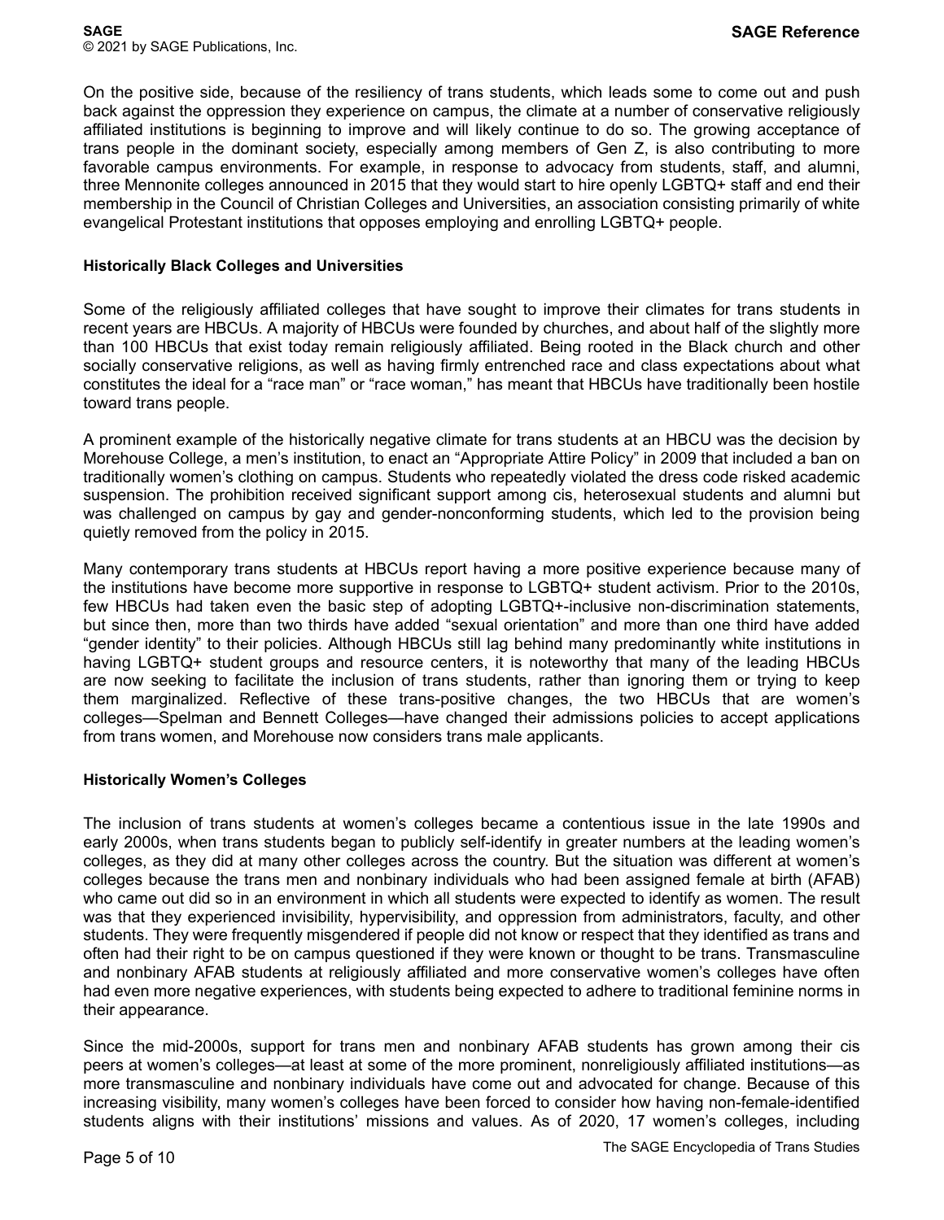On the positive side, because of the resiliency of trans students, which leads some to come out and push back against the oppression they experience on campus, the climate at a number of conservative religiously affiliated institutions is beginning to improve and will likely continue to do so. The growing acceptance of trans people in the dominant society, especially among members of Gen Z, is also contributing to more favorable campus environments. For example, in response to advocacy from students, staff, and alumni, three Mennonite colleges announced in 2015 that they would start to hire openly LGBTQ+ staff and end their membership in the Council of Christian Colleges and Universities, an association consisting primarily of white evangelical Protestant institutions that opposes employing and enrolling LGBTQ+ people.

### Historically Black Colleges and Universities

Some of the religiously affiliated colleges that have sought to improve their climates for trans students in recent years are HBCUs. A majority of HBCUs were founded by churches, and about half of the slightly more than 100 HBCUs that exist today remain religiously affiliated. Being rooted in the Black church and other socially conservative religions, as well as having firmly entrenched race and class expectations about what constitutes the ideal for a "race man" or "race woman," has meant that HBCUs have traditionally been hostile toward trans people.

A prominent example of the historically negative climate for trans students at an HBCU was the decision by Morehouse College, a men's institution, to enact an "Appropriate Attire Policy" in 2009 that included a ban on traditionally women's clothing on campus. Students who repeatedly violated the dress code risked academic suspension. The prohibition received significant support among cis, heterosexual students and alumni but was challenged on campus by gay and gender-nonconforming students, which led to the provision being quietly removed from the policy in 2015.

Many contemporary trans students at HBCUs report having a more positive experience because many of the institutions have become more supportive in response to LGBTQ+ student activism. Prior to the 2010s, few HBCUs had taken even the basic step of adopting LGBTQ+-inclusive non-discrimination statements, but since then, more than two thirds have added "sexual orientation" and more than one third have added "gender identity" to their policies. Although HBCUs still lag behind many predominantly white institutions in having LGBTQ+ student groups and resource centers, it is noteworthy that many of the leading HBCUs are now seeking to facilitate the inclusion of trans students, rather than ignoring them or trying to keep them marginalized. Reflective of these trans-positive changes, the two HBCUs that are women's colleges—Spelman and Bennett Colleges—have changed their admissions policies to accept applications from trans women, and Morehouse now considers trans male applicants.

### Historically Women's Colleges

The inclusion of trans students at women's colleges became a contentious issue in the late 1990s and early 2000s, when trans students began to publicly self-identify in greater numbers at the leading women's colleges, as they did at many other colleges across the country. But the situation was different at women's colleges because the trans men and nonbinary individuals who had been assigned female at birth (AFAB) who came out did so in an environment in which all students were expected to identify as women. The result was that they experienced invisibility, hypervisibility, and oppression from administrators, faculty, and other students. They were frequently misgendered if people did not know or respect that they identified as trans and often had their right to be on campus questioned if they were known or thought to be trans. Transmasculine and nonbinary AFAB students at religiously affiliated and more conservative women's colleges have often had even more negative experiences, with students being expected to adhere to traditional feminine norms in their appearance.

Since the mid-2000s, support for trans men and nonbinary AFAB students has grown among their cis peers at women's colleges—at least at some of the more prominent, nonreligiously affiliated institutions—as more transmasculine and nonbinary individuals have come out and advocated for change. Because of this increasing visibility, many women's colleges have been forced to consider how having non-female-identified students aligns with their institutions' missions and values. As of 2020, 17 women's colleges, including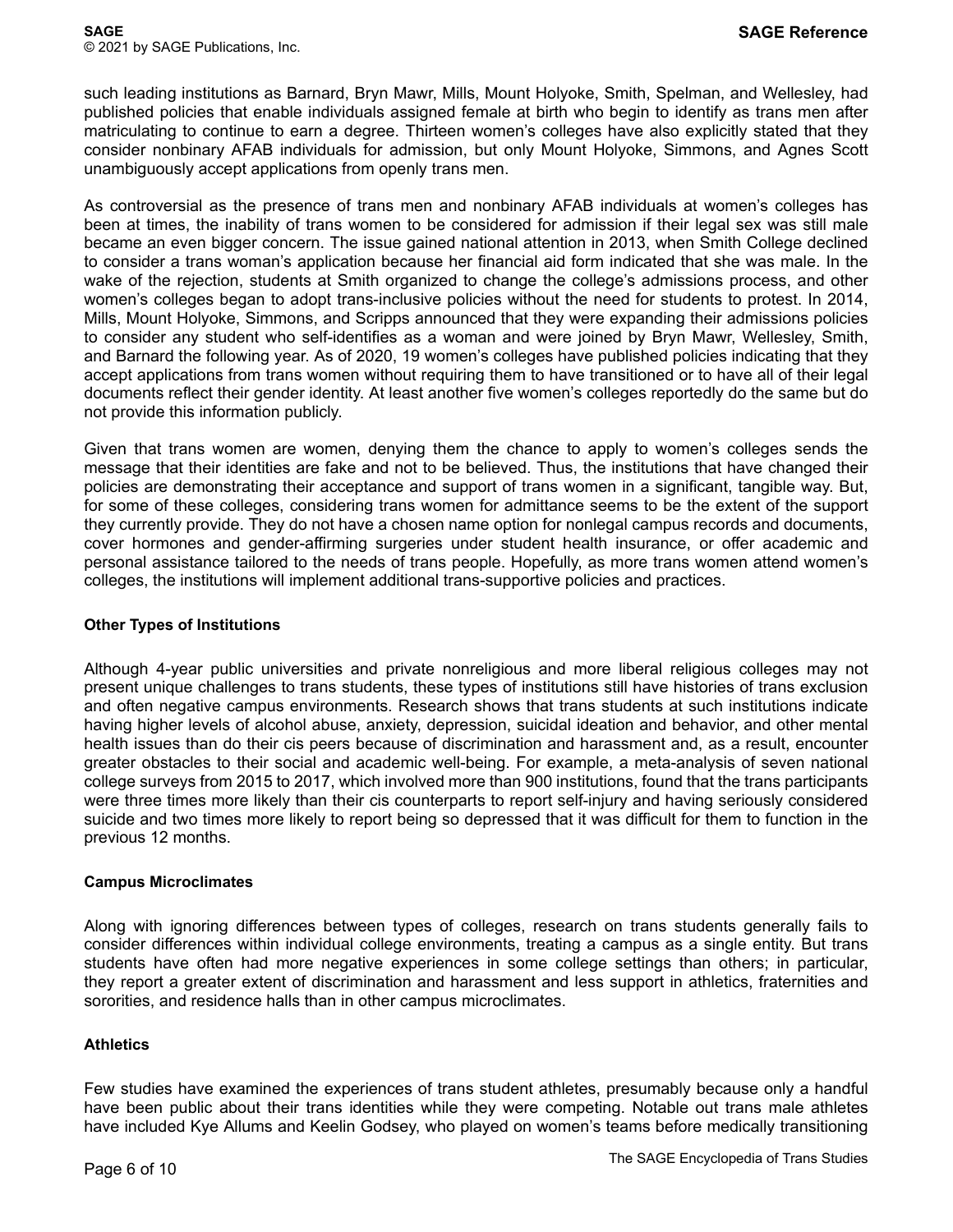such leading institutions as Barnard, Bryn Mawr, Mills, Mount Holyoke, Smith, Spelman, and Wellesley, had published policies that enable individuals assigned female at birth who begin to identify as trans men after matriculating to continue to earn a degree. Thirteen women's colleges have also explicitly stated that they consider nonbinary AFAB individuals for admission, but only Mount Holyoke, Simmons, and Agnes Scott unambiguously accept applications from openly trans men.

As controversial as the presence of trans men and nonbinary AFAB individuals at women's colleges has been at times, the inability of trans women to be considered for admission if their legal sex was still male became an even bigger concern. The issue gained national attention in 2013, when Smith College declined to consider a trans woman's application because her financial aid form indicated that she was male. In the wake of the rejection, students at Smith organized to change the college's admissions process, and other women's colleges began to adopt trans-inclusive policies without the need for students to protest. In 2014, Mills, Mount Holyoke, Simmons, and Scripps announced that they were expanding their admissions policies to consider any student who self-identifies as a woman and were joined by Bryn Mawr, Wellesley, Smith, and Barnard the following year. As of 2020, 19 women's colleges have published policies indicating that they accept applications from trans women without requiring them to have transitioned or to have all of their legal documents reflect their gender identity. At least another five women's colleges reportedly do the same but do not provide this information publicly.

Given that trans women are women, denying them the chance to apply to women's colleges sends the message that their identities are fake and not to be believed. Thus, the institutions that have changed their policies are demonstrating their acceptance and support of trans women in a significant, tangible way. But, for some of these colleges, considering trans women for admittance seems to be the extent of the support they currently provide. They do not have a chosen name option for nonlegal campus records and documents, cover hormones and gender-affirming surgeries under student health insurance, or offer academic and personal assistance tailored to the needs of trans people. Hopefully, as more trans women attend women's colleges, the institutions will implement additional trans-supportive policies and practices.

### Other Types of Institutions

Although 4-year public universities and private nonreligious and more liberal religious colleges may not present unique challenges to trans students, these types of institutions still have histories of trans exclusion and often negative campus environments. Research shows that trans students at such institutions indicate having higher levels of alcohol abuse, anxiety, depression, suicidal ideation and behavior, and other mental health issues than do their cis peers because of discrimination and harassment and, as a result, encounter greater obstacles to their social and academic well-being. For example, a meta-analysis of seven national college surveys from 2015 to 2017, which involved more than 900 institutions, found that the trans participants were three times more likely than their cis counterparts to report self-injury and having seriously considered suicide and two times more likely to report being so depressed that it was difficult for them to function in the previous 12 months.

### Campus Microclimates

Along with ignoring differences between types of colleges, research on trans students generally fails to consider differences within individual college environments, treating a campus as a single entity. But trans students have often had more negative experiences in some college settings than others; in particular, they report a greater extent of discrimination and harassment and less support in athletics, fraternities and sororities, and residence halls than in other campus microclimates.

### Athletics

Few studies have examined the experiences of trans student athletes, presumably because only a handful have been public about their trans identities while they were competing. Notable out trans male athletes have included Kye Allums and Keelin Godsey, who played on women's teams before medically transitioning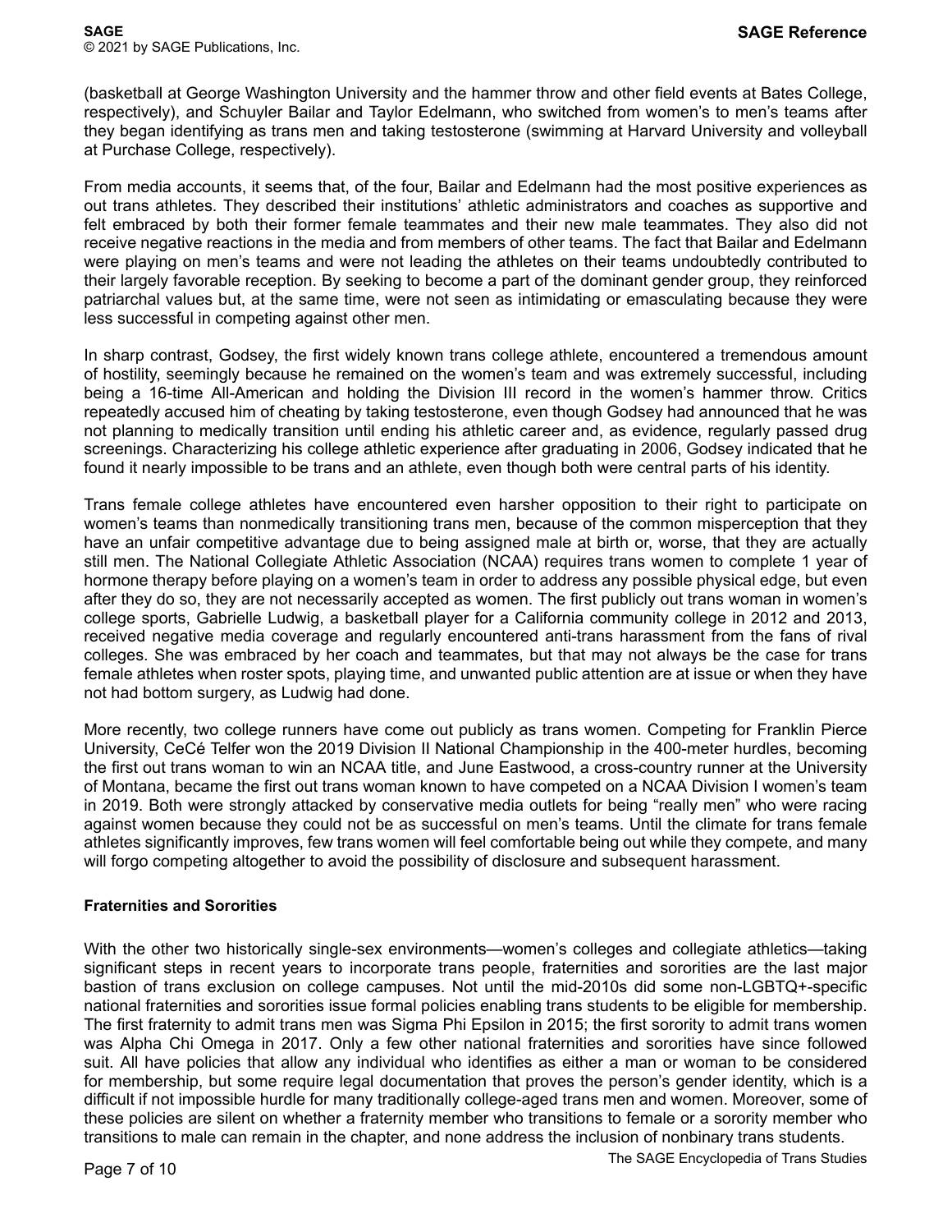(basketball at George Washington University and the hammer throw and other field events at Bates College, respectively), and Schuyler Bailar and Taylor Edelmann, who switched from women's to men's teams after they began identifying as trans men and taking testosterone (swimming at Harvard University and volleyball at Purchase College, respectively).

From media accounts, it seems that, of the four, Bailar and Edelmann had the most positive experiences as out trans athletes. They described their institutions' athletic administrators and coaches as supportive and felt embraced by both their former female teammates and their new male teammates. They also did not receive negative reactions in the media and from members of other teams. The fact that Bailar and Edelmann were playing on men's teams and were not leading the athletes on their teams undoubtedly contributed to their largely favorable reception. By seeking to become a part of the dominant gender group, they reinforced patriarchal values but, at the same time, were not seen as intimidating or emasculating because they were less successful in competing against other men.

In sharp contrast, Godsey, the first widely known trans college athlete, encountered a tremendous amount of hostility, seemingly because he remained on the women's team and was extremely successful, including being a 16-time All-American and holding the Division III record in the women's hammer throw. Critics repeatedly accused him of cheating by taking testosterone, even though Godsey had announced that he was not planning to medically transition until ending his athletic career and, as evidence, regularly passed drug screenings. Characterizing his college athletic experience after graduating in 2006, Godsey indicated that he found it nearly impossible to be trans and an athlete, even though both were central parts of his identity.

Trans female college athletes have encountered even harsher opposition to their right to participate on women's teams than nonmedically transitioning trans men, because of the common misperception that they have an unfair competitive advantage due to being assigned male at birth or, worse, that they are actually still men. The National Collegiate Athletic Association (NCAA) requires trans women to complete 1 year of hormone therapy before playing on a women's team in order to address any possible physical edge, but even after they do so, they are not necessarily accepted as women. The first publicly out trans woman in women's college sports, Gabrielle Ludwig, a basketball player for a California community college in 2012 and 2013, received negative media coverage and regularly encountered anti-trans harassment from the fans of rival colleges. She was embraced by her coach and teammates, but that may not always be the case for trans female athletes when roster spots, playing time, and unwanted public attention are at issue or when they have not had bottom surgery, as Ludwig had done.

More recently, two college runners have come out publicly as trans women. Competing for Franklin Pierce University, CeCé Telfer won the 2019 Division II National Championship in the 400-meter hurdles, becoming the first out trans woman to win an NCAA title, and June Eastwood, a cross-country runner at the University of Montana, became the first out trans woman known to have competed on a NCAA Division I women's team in 2019. Both were strongly attacked by conservative media outlets for being "really men" who were racing against women because they could not be as successful on men's teams. Until the climate for trans female athletes significantly improves, few trans women will feel comfortable being out while they compete, and many will forgo competing altogether to avoid the possibility of disclosure and subsequent harassment.

**Fraternities and Sororities**

With the other two historically single-sex environments—women's colleges and collegiate athletics—taking significant steps in recent years to incorporate trans people, fraternities and sororities are the last major bastion of trans exclusion on college campuses. Not until the mid-2010s did some non-LGBTQ+-specific national fraternities and sororities issue formal policies enabling trans students to be eligible for membership. The first fraternity to admit trans men was Sigma Phi Epsilon in 2015; the first sorority to admit trans women was Alpha Chi Omega in 2017. Only a few other national fraternities and sororities have since followed suit. All have policies that allow any individual who identifies as either a man or woman to be considered for membership, but some require legal documentation that proves the person's gender identity, which is a difficult if not impossible hurdle for many traditionally college-aged trans men and women. Moreover, some of these policies are silent on whether a fraternity member who transitions to female or a sorority member who transitions to male can remain in the chapter, and none address the inclusion of nonbinary trans students.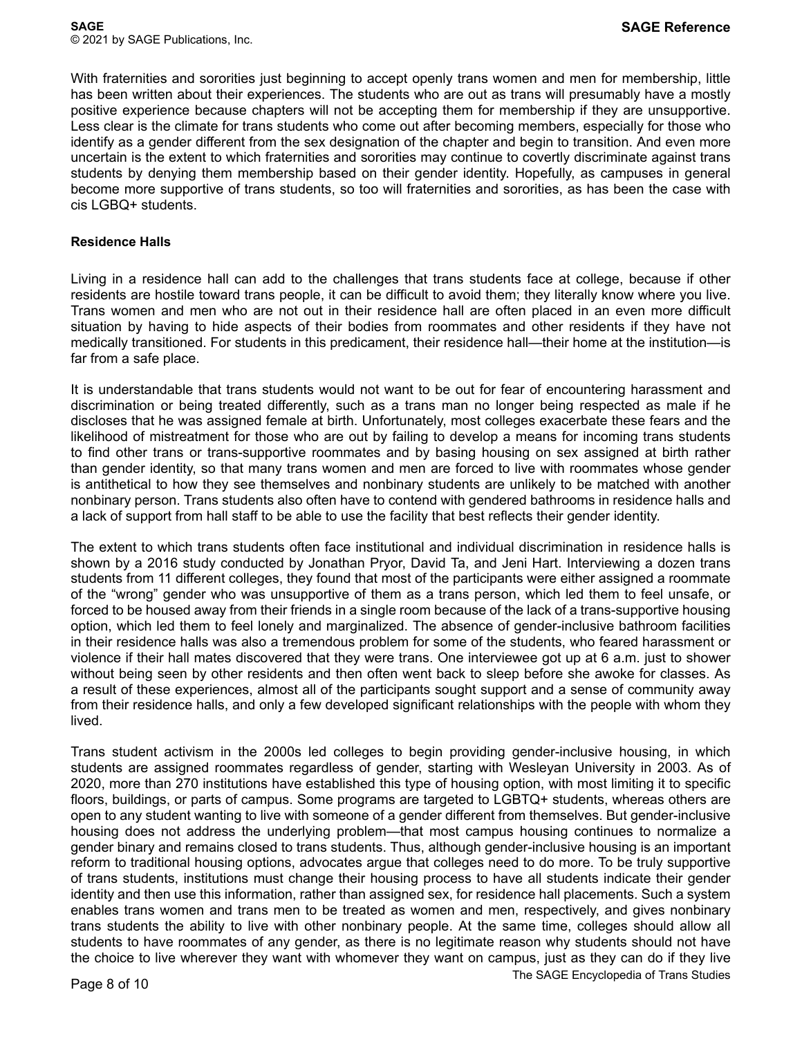With fraternities and sororities just beginning to accept openly trans women and men for membership, little has been written about their experiences. The students who are out as trans will presumably have a mostly positive experience because chapters will not be accepting them for membership if they are unsupportive. Less clear is the climate for trans students who come out after becoming members, especially for those who identify as a gender different from the sex designation of the chapter and begin to transition. And even more uncertain is the extent to which fraternities and sororities may continue to covertly discriminate against trans students by denying them membership based on their gender identity. Hopefully, as campuses in general become more supportive of trans students, so too will fraternities and sororities, as has been the case with cis LGBQ+ students.

**Residence Halls**

Living in a residence hall can add to the challenges that trans students face at college, because if other residents are hostile toward trans people, it can be difficult to avoid them; they literally know where you live. Trans women and men who are not out in their residence hall are often placed in an even more difficult situation by having to hide aspects of their bodies from roommates and other residents if they have not medically transitioned. For students in this predicament, their residence hall—their home at the institution—is far from a safe place.

It is understandable that trans students would not want to be out for fear of encountering harassment and discrimination or being treated differently, such as a trans man no longer being respected as male if he discloses that he was assigned female at birth. Unfortunately, most colleges exacerbate these fears and the likelihood of mistreatment for those who are out by failing to develop a means for incoming trans students to find other trans or trans-supportive roommates and by basing housing on sex assigned at birth rather than gender identity, so that many trans women and men are forced to live with roommates whose gender is antithetical to how they see themselves and nonbinary students are unlikely to be matched with another nonbinary person. Trans students also often have to contend with gendered bathrooms in residence halls and a lack of support from hall staff to be able to use the facility that best reflects their gender identity.

The extent to which trans students often face institutional and individual discrimination in residence halls is shown by a 2016 study conducted by Jonathan Pryor, David Ta, and Jeni Hart. Interviewing a dozen trans students from 11 different colleges, they found that most of the participants were either assigned a roommate of the "wrong" gender who was unsupportive of them as a trans person, which led them to feel unsafe, or forced to be housed away from their friends in a single room because of the lack of a trans-supportive housing option, which led them to feel lonely and marginalized. The absence of gender-inclusive bathroom facilities in their residence halls was also a tremendous problem for some of the students, who feared harassment or violence if their hall mates discovered that they were trans. One interviewee got up at 6 a.m. just to shower without being seen by other residents and then often went back to sleep before she awoke for classes. As a result of these experiences, almost all of the participants sought support and a sense of community away from their residence halls, and only a few developed significant relationships with the people with whom they lived.

Trans student activism in the 2000s led colleges to begin providing gender-inclusive housing, in which students are assigned roommates regardless of gender, starting with Wesleyan University in 2003. As of 2020, more than 270 institutions have established this type of housing option, with most limiting it to specific floors, buildings, or parts of campus. Some programs are targeted to LGBTQ+ students, whereas others are open to any student wanting to live with someone of a gender different from themselves. But gender-inclusive housing does not address the underlying problem—that most campus housing continues to normalize a gender binary and remains closed to trans students. Thus, although gender-inclusive housing is an important reform to traditional housing options, advocates argue that colleges need to do more. To be truly supportive of trans students, institutions must change their housing process to have all students indicate their gender identity and then use this information, rather than assigned sex, for residence hall placements. Such a system enables trans women and trans men to be treated as women and men, respectively, and gives nonbinary trans students the ability to live with other nonbinary people. At the same time, colleges should allow all students to have roommates of any gender, as there is no legitimate reason why students should not have the choice to live wherever they want with whomever they want on campus, just as they can do if they live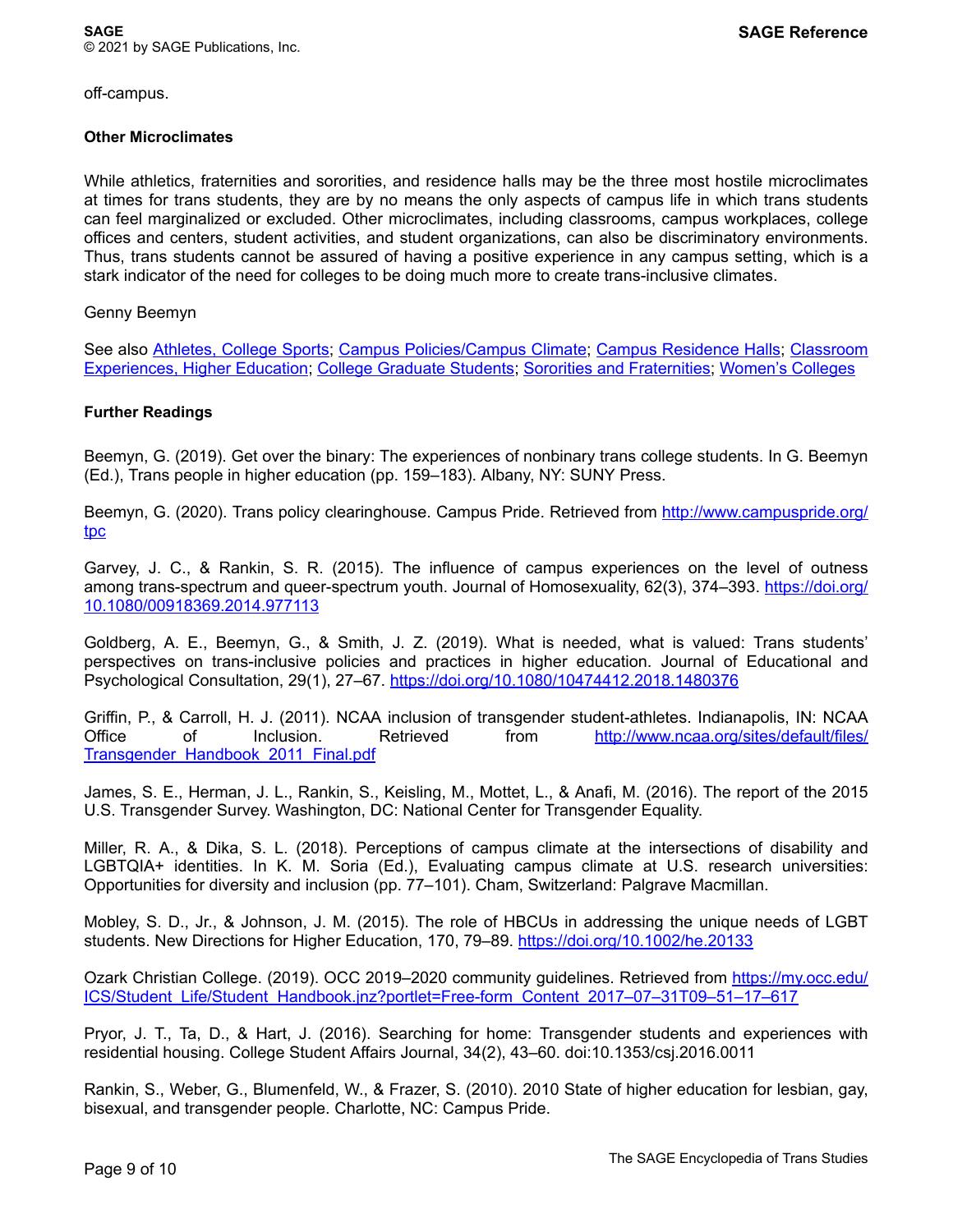off-campus.

### Other Microclimates

While athletics, fraternities and sororities, and residence halls may be the three most hostile microclimates at times for trans students, they are by no means the only aspects of campus life in which trans students can feel marginalized or excluded. Other microclimates, including classrooms, campus workplaces, college offices and centers, student activities, and student organizations, can also be discriminatory environments. Thus, trans students cannot be assured of having a positive experience in any campus setting, which is a stark indicator of the need for colleges to be doing much more to create trans-inclusive climates.

Genny Beemyn

See also [Athletes, College Sports](); [Campus Policies/Campus Climate](); [Campus Residence Halls](); [Classroom Experiences, Higher Education](); [College Graduate Students](); [Sororities and Fraternities](); [Women's Colleges]()

### Further Readings

Beemyn, G. (2019). Get over the binary: The experiences of nonbinary trans college students. In G. Beemyn (Ed.), Trans people in higher education (pp. 159–183). Albany, NY: SUNY Press.

Beemyn, G. (2020). Trans policy clearinghouse. Campus Pride. Retrieved from [http://www.campuspride.org/tpc](http://www.campuspride.org/tpc)

Garvey, J. C., & Rankin, S. R. (2015). The influence of campus experiences on the level of outness among trans-spectrum and queer-spectrum youth. Journal of Homosexuality, 62(3), 374–393. [https://doi.org/10.1080/00918369.2014.977113](https://doi.org/10.1080/00918369.2014.977113)

Goldberg, A. E., Beemyn, G., & Smith, J. Z. (2019). What is needed, what is valued: Trans students' perspectives on trans-inclusive policies and practices in higher education. Journal of Educational and Psychological Consultation, 29(1), 27–67. [https://doi.org/10.1080/10474412.2018.1480376](https://doi.org/10.1080/10474412.2018.1480376)

Griffin, P., & Carroll, H. J. (2011). NCAA inclusion of transgender student-athletes. Indianapolis, IN: NCAA Office of Inclusion. Retrieved from [http://www.ncaa.org/sites/default/files/Transgender_Handbook_2011_Final.pdf](http://www.ncaa.org/sites/default/files/Transgender_Handbook_2011_Final.pdf)

James, S. E., Herman, J. L., Rankin, S., Keisling, M., Mottet, L., & Anafi, M. (2016). The report of the 2015 U.S. Transgender Survey. Washington, DC: National Center for Transgender Equality.

Miller, R. A., & Dika, S. L. (2018). Perceptions of campus climate at the intersections of disability and LGBTQIA+ identities. In K. M. Soria (Ed.), Evaluating campus climate at U.S. research universities: Opportunities for diversity and inclusion (pp. 77–101). Cham, Switzerland: Palgrave Macmillan.

Mobley, S. D., Jr., & Johnson, J. M. (2015). The role of HBCUs in addressing the unique needs of LGBT students. New Directions for Higher Education, 170, 79–89. [https://doi.org/10.1002/he.20133](https://doi.org/10.1002/he.20133)

Ozark Christian College. (2019). OCC 2019–2020 community guidelines. Retrieved from [https://my.occ.edu/ICS/Student_Life/Student_Handbook.jnz?portlet=Free-form_Content_2017–07–31T09–51–17–617](https://my.occ.edu/ICS/Student_Life/Student_Handbook.jnz?portlet=Free-form_Content_2017–07–31T09–51–17–617)

Pryor, J. T., Ta, D., & Hart, J. (2016). Searching for home: Transgender students and experiences with residential housing. College Student Affairs Journal, 34(2), 43–60. doi:10.1353/csj.2016.0011

Rankin, S., Weber, G., Blumenfeld, W., & Frazer, S. (2010). 2010 State of higher education for lesbian, gay, bisexual, and transgender people. Charlotte, NC: Campus Pride.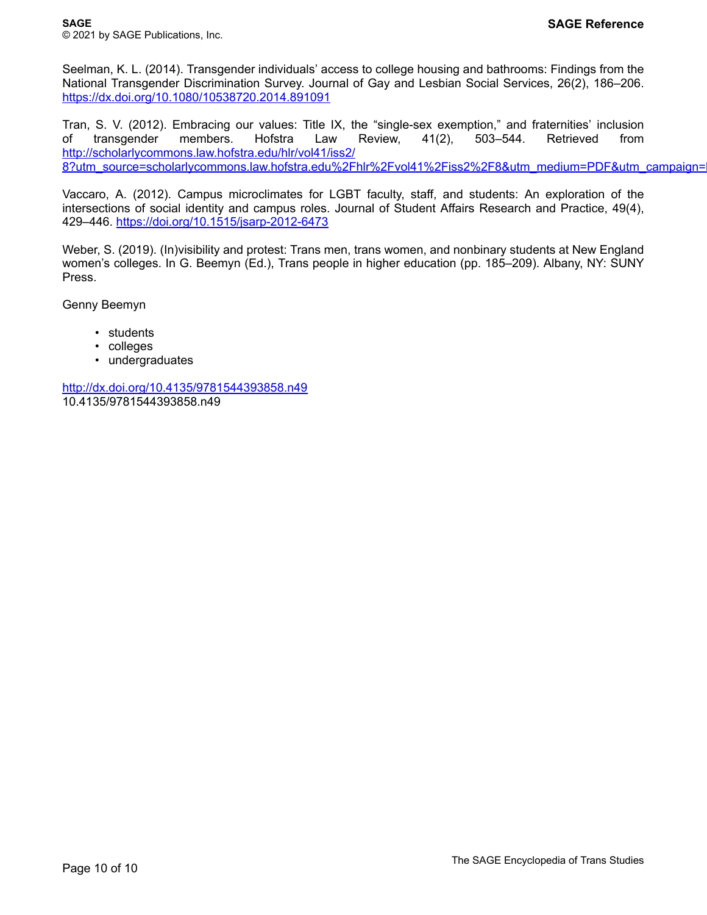Seelman, K. L. (2014). Transgender individuals' access to college housing and bathrooms: Findings from the National Transgender Discrimination Survey. Journal of Gay and Lesbian Social Services, 26(2), 186–206. https://dx.doi.org/10.1080/10538720.2014.891091

Tran, S. V. (2012). Embracing our values: Title IX, the "single-sex exemption," and fraternities' inclusion of transgender members. Hofstra Law Review, 41(2), 503–544. Retrieved from http://scholarlycommons.law.hofstra.edu/hlr/vol41/iss2/8?utm_source=scholarlycommons.law.hofstra.edu%2Fhlr%2Fvol41%2Fiss2%2F8&utm_medium=PDF&utm_campaign=

Vaccaro, A. (2012). Campus microclimates for LGBT faculty, staff, and students: An exploration of the intersections of social identity and campus roles. Journal of Student Affairs Research and Practice, 49(4), 429–446. https://doi.org/10.1515/jsarp-2012-6473

Weber, S. (2019). (In)visibility and protest: Trans men, trans women, and nonbinary students at New England women's colleges. In G. Beemyn (Ed.), Trans people in higher education (pp. 185–209). Albany, NY: SUNY Press.

Genny Beemyn

- students
- colleges
- undergraduates

http://dx.doi.org/10.4135/9781544393858.n49
10.4135/9781544393858.n49